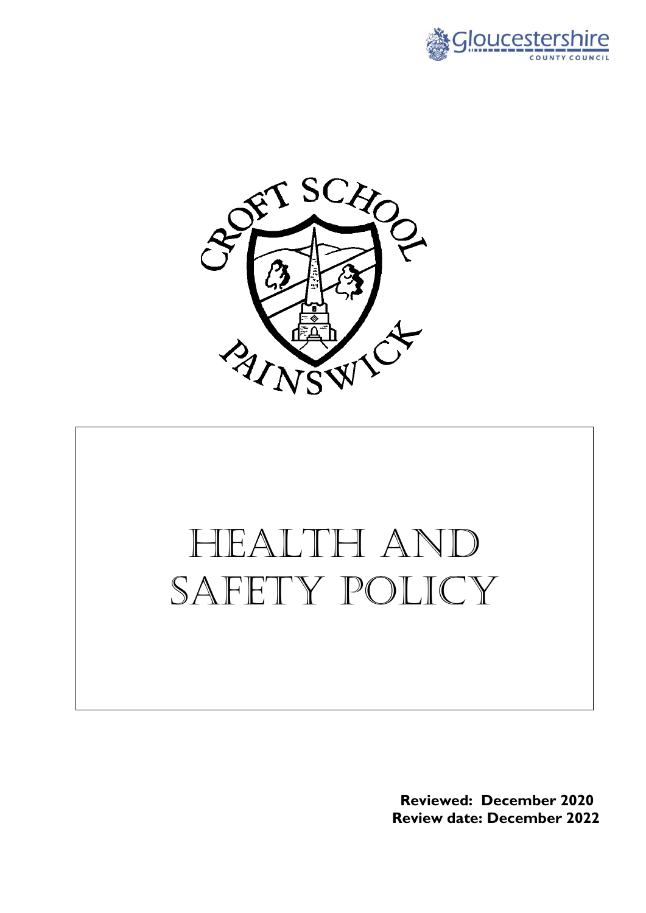Gloucestershire COUNTY COUNCIL

CROFT SCHOOL PAINSWICK

# HEALTH AND SAFETY POLICY

**Reviewed: December 2020**
**Review date: December 2022**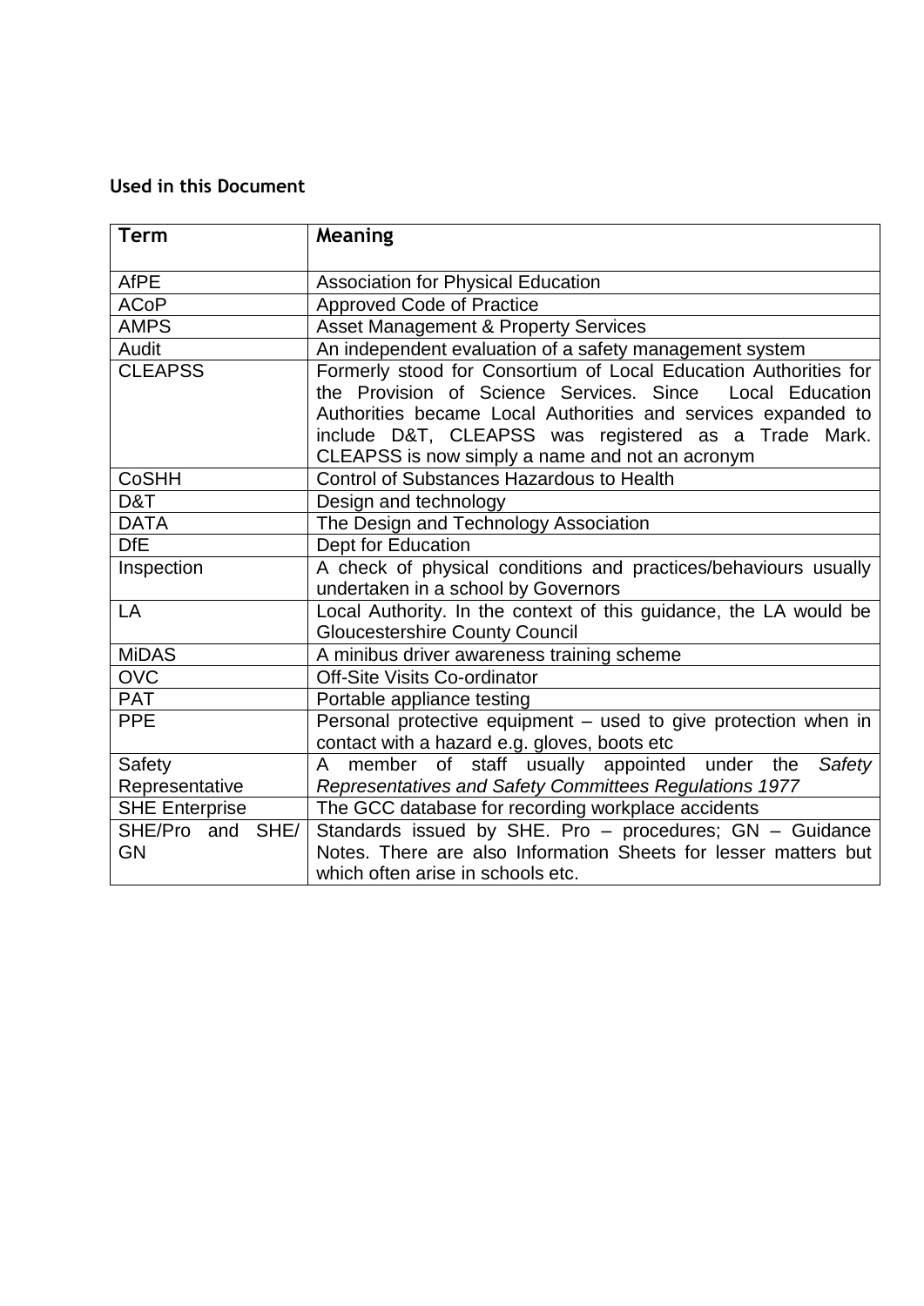**Used in this Document**

| Term | Meaning |
|---|---|
| AfPE | Association for Physical Education |
| ACoP | Approved Code of Practice |
| AMPS | Asset Management & Property Services |
| Audit | An independent evaluation of a safety management system |
| CLEAPSS | Formerly stood for Consortium of Local Education Authorities for the Provision of Science Services. Since Local Education Authorities became Local Authorities and services expanded to include D&T, CLEAPSS was registered as a Trade Mark. CLEAPSS is now simply a name and not an acronym |
| CoSHH | Control of Substances Hazardous to Health |
| D&T | Design and technology |
| DATA | The Design and Technology Association |
| DfE | Dept for Education |
| Inspection | A check of physical conditions and practices/behaviours usually undertaken in a school by Governors |
| LA | Local Authority. In the context of this guidance, the LA would be Gloucestershire County Council |
| MiDAS | A minibus driver awareness training scheme |
| OVC | Off-Site Visits Co-ordinator |
| PAT | Portable appliance testing |
| PPE | Personal protective equipment – used to give protection when in contact with a hazard e.g. gloves, boots etc |
| Safety Representative | A member of staff usually appointed under the *Safety Representatives and Safety Committees Regulations 1977* |
| SHE Enterprise | The GCC database for recording workplace accidents |
| SHE/Pro and SHE/GN | Standards issued by SHE. Pro – procedures; GN – Guidance Notes. There are also Information Sheets for lesser matters but which often arise in schools etc. |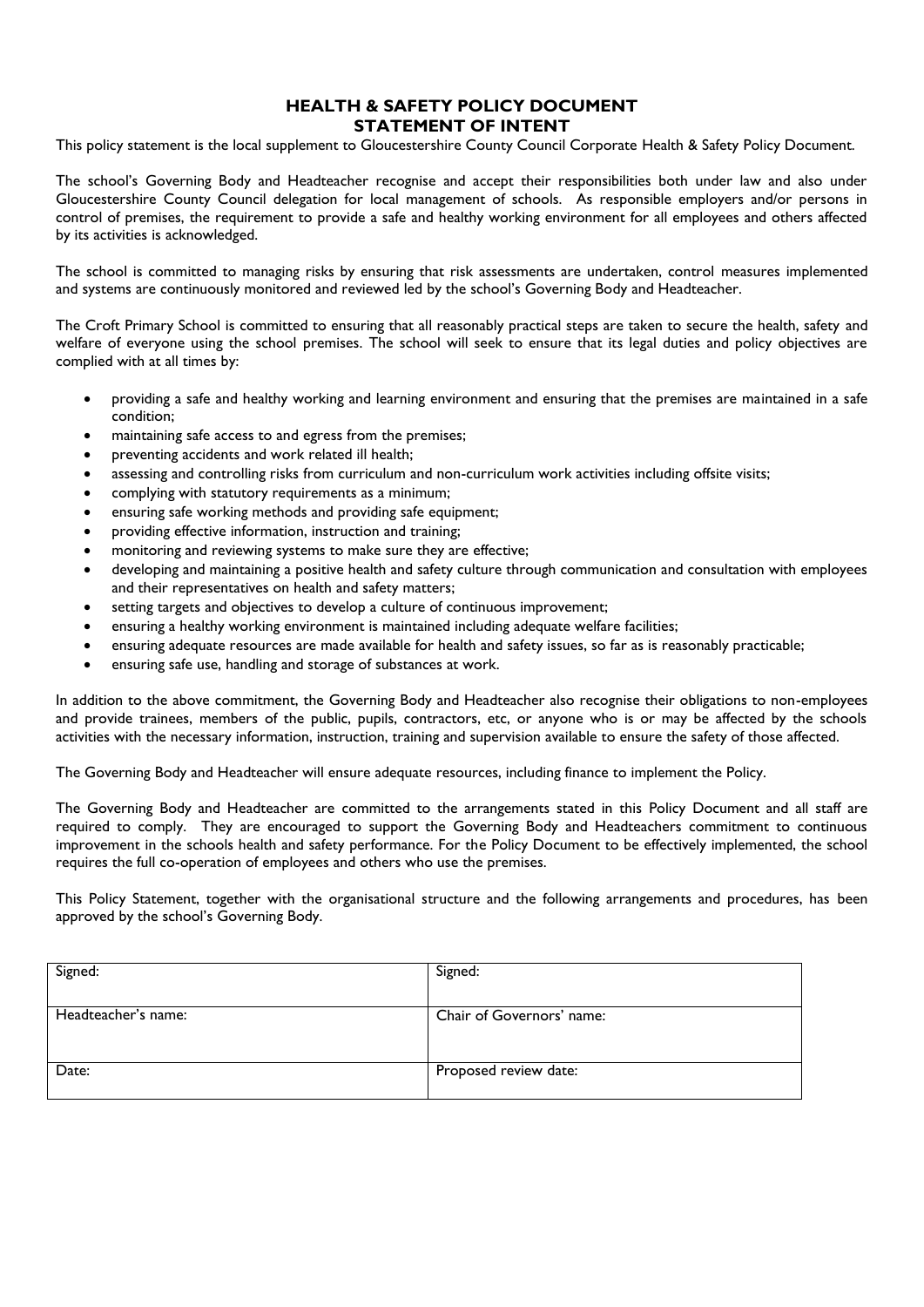# HEALTH & SAFETY POLICY DOCUMENT
## STATEMENT OF INTENT

This policy statement is the local supplement to Gloucestershire County Council Corporate Health & Safety Policy Document.

The school's Governing Body and Headteacher recognise and accept their responsibilities both under law and also under Gloucestershire County Council delegation for local management of schools. As responsible employers and/or persons in control of premises, the requirement to provide a safe and healthy working environment for all employees and others affected by its activities is acknowledged.

The school is committed to managing risks by ensuring that risk assessments are undertaken, control measures implemented and systems are continuously monitored and reviewed led by the school's Governing Body and Headteacher.

The Croft Primary School is committed to ensuring that all reasonably practical steps are taken to secure the health, safety and welfare of everyone using the school premises. The school will seek to ensure that its legal duties and policy objectives are complied with at all times by:

- providing a safe and healthy working and learning environment and ensuring that the premises are maintained in a safe condition;
- maintaining safe access to and egress from the premises;
- preventing accidents and work related ill health;
- assessing and controlling risks from curriculum and non-curriculum work activities including offsite visits;
- complying with statutory requirements as a minimum;
- ensuring safe working methods and providing safe equipment;
- providing effective information, instruction and training;
- monitoring and reviewing systems to make sure they are effective;
- developing and maintaining a positive health and safety culture through communication and consultation with employees and their representatives on health and safety matters;
- setting targets and objectives to develop a culture of continuous improvement;
- ensuring a healthy working environment is maintained including adequate welfare facilities;
- ensuring adequate resources are made available for health and safety issues, so far as is reasonably practicable;
- ensuring safe use, handling and storage of substances at work.

In addition to the above commitment, the Governing Body and Headteacher also recognise their obligations to non-employees and provide trainees, members of the public, pupils, contractors, etc, or anyone who is or may be affected by the schools activities with the necessary information, instruction, training and supervision available to ensure the safety of those affected.

The Governing Body and Headteacher will ensure adequate resources, including finance to implement the Policy.

The Governing Body and Headteacher are committed to the arrangements stated in this Policy Document and all staff are required to comply. They are encouraged to support the Governing Body and Headteachers commitment to continuous improvement in the schools health and safety performance. For the Policy Document to be effectively implemented, the school requires the full co-operation of employees and others who use the premises.

This Policy Statement, together with the organisational structure and the following arrangements and procedures, has been approved by the school's Governing Body.

| Signed: | Signed: |
|---|---|
| Headteacher's name: | Chair of Governors' name: |
| Date: | Proposed review date: |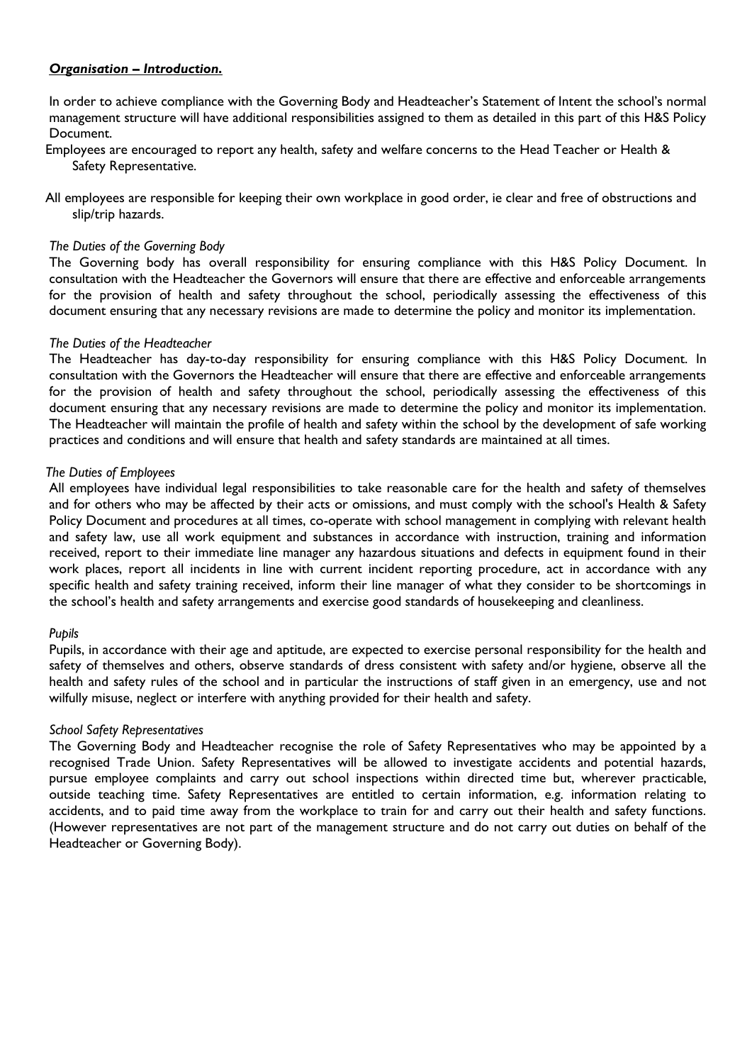***Organisation – Introduction.***

In order to achieve compliance with the Governing Body and Headteacher's Statement of Intent the school's normal management structure will have additional responsibilities assigned to them as detailed in this part of this H&S Policy Document.

Employees are encouraged to report any health, safety and welfare concerns to the Head Teacher or Health & Safety Representative.

All employees are responsible for keeping their own workplace in good order, ie clear and free of obstructions and slip/trip hazards.

*The Duties of the Governing Body*

The Governing body has overall responsibility for ensuring compliance with this H&S Policy Document. In consultation with the Headteacher the Governors will ensure that there are effective and enforceable arrangements for the provision of health and safety throughout the school, periodically assessing the effectiveness of this document ensuring that any necessary revisions are made to determine the policy and monitor its implementation.

*The Duties of the Headteacher*

The Headteacher has day-to-day responsibility for ensuring compliance with this H&S Policy Document. In consultation with the Governors the Headteacher will ensure that there are effective and enforceable arrangements for the provision of health and safety throughout the school, periodically assessing the effectiveness of this document ensuring that any necessary revisions are made to determine the policy and monitor its implementation. The Headteacher will maintain the profile of health and safety within the school by the development of safe working practices and conditions and will ensure that health and safety standards are maintained at all times.

*The Duties of Employees*

All employees have individual legal responsibilities to take reasonable care for the health and safety of themselves and for others who may be affected by their acts or omissions, and must comply with the school's Health & Safety Policy Document and procedures at all times, co-operate with school management in complying with relevant health and safety law, use all work equipment and substances in accordance with instruction, training and information received, report to their immediate line manager any hazardous situations and defects in equipment found in their work places, report all incidents in line with current incident reporting procedure, act in accordance with any specific health and safety training received, inform their line manager of what they consider to be shortcomings in the school's health and safety arrangements and exercise good standards of housekeeping and cleanliness.

*Pupils*

Pupils, in accordance with their age and aptitude, are expected to exercise personal responsibility for the health and safety of themselves and others, observe standards of dress consistent with safety and/or hygiene, observe all the health and safety rules of the school and in particular the instructions of staff given in an emergency, use and not wilfully misuse, neglect or interfere with anything provided for their health and safety.

*School Safety Representatives*

The Governing Body and Headteacher recognise the role of Safety Representatives who may be appointed by a recognised Trade Union. Safety Representatives will be allowed to investigate accidents and potential hazards, pursue employee complaints and carry out school inspections within directed time but, wherever practicable, outside teaching time. Safety Representatives are entitled to certain information, e.g. information relating to accidents, and to paid time away from the workplace to train for and carry out their health and safety functions. (However representatives are not part of the management structure and do not carry out duties on behalf of the Headteacher or Governing Body).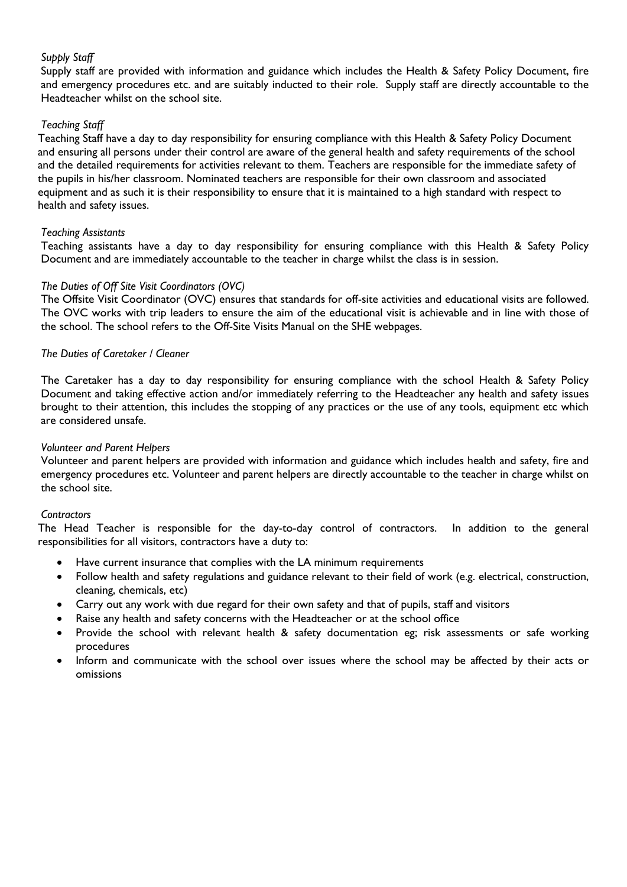*Supply Staff*

Supply staff are provided with information and guidance which includes the Health & Safety Policy Document, fire and emergency procedures etc. and are suitably inducted to their role. Supply staff are directly accountable to the Headteacher whilst on the school site.

*Teaching Staff*

Teaching Staff have a day to day responsibility for ensuring compliance with this Health & Safety Policy Document and ensuring all persons under their control are aware of the general health and safety requirements of the school and the detailed requirements for activities relevant to them. Teachers are responsible for the immediate safety of the pupils in his/her classroom. Nominated teachers are responsible for their own classroom and associated equipment and as such it is their responsibility to ensure that it is maintained to a high standard with respect to health and safety issues.

*Teaching Assistants*

Teaching assistants have a day to day responsibility for ensuring compliance with this Health & Safety Policy Document and are immediately accountable to the teacher in charge whilst the class is in session.

*The Duties of Off Site Visit Coordinators (OVC)*

The Offsite Visit Coordinator (OVC) ensures that standards for off-site activities and educational visits are followed. The OVC works with trip leaders to ensure the aim of the educational visit is achievable and in line with those of the school. The school refers to the Off-Site Visits Manual on the SHE webpages.

*The Duties of Caretaker / Cleaner*

The Caretaker has a day to day responsibility for ensuring compliance with the school Health & Safety Policy Document and taking effective action and/or immediately referring to the Headteacher any health and safety issues brought to their attention, this includes the stopping of any practices or the use of any tools, equipment etc which are considered unsafe.

*Volunteer and Parent Helpers*

Volunteer and parent helpers are provided with information and guidance which includes health and safety, fire and emergency procedures etc. Volunteer and parent helpers are directly accountable to the teacher in charge whilst on the school site.

*Contractors*

The Head Teacher is responsible for the day-to-day control of contractors. In addition to the general responsibilities for all visitors, contractors have a duty to:

- Have current insurance that complies with the LA minimum requirements
- Follow health and safety regulations and guidance relevant to their field of work (e.g. electrical, construction, cleaning, chemicals, etc)
- Carry out any work with due regard for their own safety and that of pupils, staff and visitors
- Raise any health and safety concerns with the Headteacher or at the school office
- Provide the school with relevant health & safety documentation eg; risk assessments or safe working procedures
- Inform and communicate with the school over issues where the school may be affected by their acts or omissions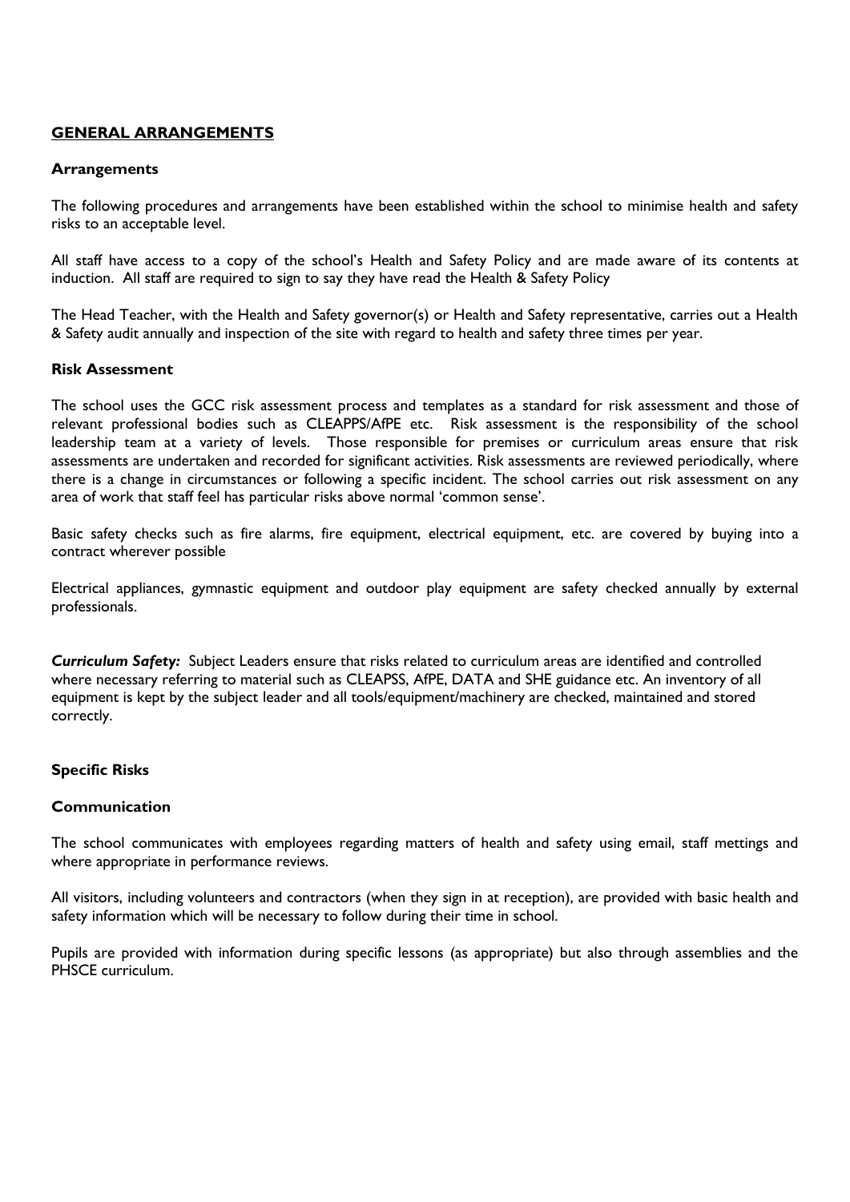## GENERAL ARRANGEMENTS

### Arrangements

The following procedures and arrangements have been established within the school to minimise health and safety risks to an acceptable level.

All staff have access to a copy of the school's Health and Safety Policy and are made aware of its contents at induction. All staff are required to sign to say they have read the Health & Safety Policy

The Head Teacher, with the Health and Safety governor(s) or Health and Safety representative, carries out a Health & Safety audit annually and inspection of the site with regard to health and safety three times per year.

### Risk Assessment

The school uses the GCC risk assessment process and templates as a standard for risk assessment and those of relevant professional bodies such as CLEAPPS/AfPE etc. Risk assessment is the responsibility of the school leadership team at a variety of levels. Those responsible for premises or curriculum areas ensure that risk assessments are undertaken and recorded for significant activities. Risk assessments are reviewed periodically, where there is a change in circumstances or following a specific incident. The school carries out risk assessment on any area of work that staff feel has particular risks above normal 'common sense'.

Basic safety checks such as fire alarms, fire equipment, electrical equipment, etc. are covered by buying into a contract wherever possible

Electrical appliances, gymnastic equipment and outdoor play equipment are safety checked annually by external professionals.

***Curriculum Safety:*** Subject Leaders ensure that risks related to curriculum areas are identified and controlled where necessary referring to material such as CLEAPSS, AfPE, DATA and SHE guidance etc. An inventory of all equipment is kept by the subject leader and all tools/equipment/machinery are checked, maintained and stored correctly.

### Specific Risks

### Communication

The school communicates with employees regarding matters of health and safety using email, staff mettings and where appropriate in performance reviews.

All visitors, including volunteers and contractors (when they sign in at reception), are provided with basic health and safety information which will be necessary to follow during their time in school.

Pupils are provided with information during specific lessons (as appropriate) but also through assemblies and the PHSCE curriculum.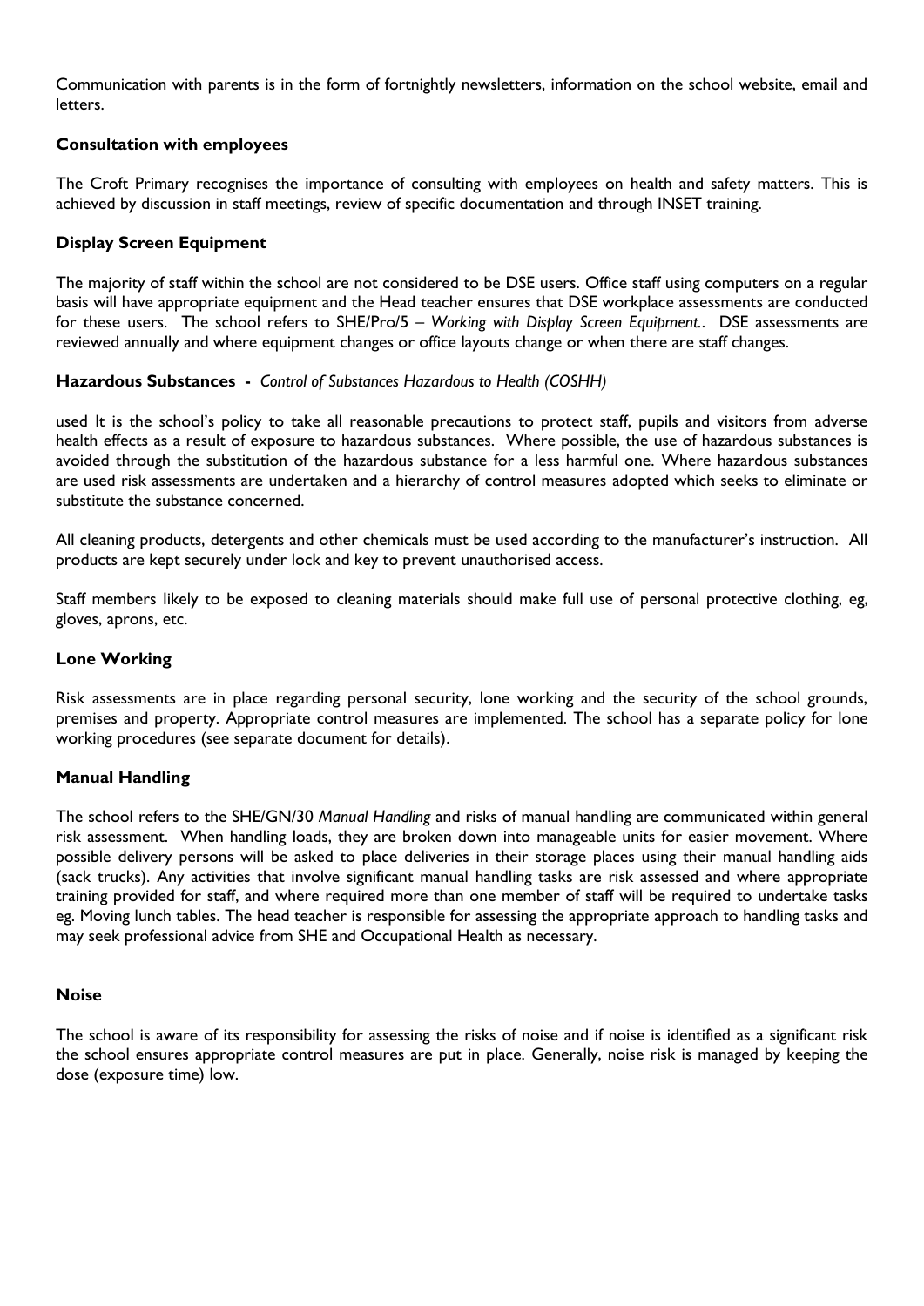Communication with parents is in the form of fortnightly newsletters, information on the school website, email and letters.

**Consultation with employees**

The Croft Primary recognises the importance of consulting with employees on health and safety matters. This is achieved by discussion in staff meetings, review of specific documentation and through INSET training.

**Display Screen Equipment**

The majority of staff within the school are not considered to be DSE users. Office staff using computers on a regular basis will have appropriate equipment and the Head teacher ensures that DSE workplace assessments are conducted for these users. The school refers to SHE/Pro/5 – *Working with Display Screen Equipment..* DSE assessments are reviewed annually and where equipment changes or office layouts change or when there are staff changes.

**Hazardous Substances -** *Control of Substances Hazardous to Health (COSHH)*

used It is the school's policy to take all reasonable precautions to protect staff, pupils and visitors from adverse health effects as a result of exposure to hazardous substances. Where possible, the use of hazardous substances is avoided through the substitution of the hazardous substance for a less harmful one. Where hazardous substances are used risk assessments are undertaken and a hierarchy of control measures adopted which seeks to eliminate or substitute the substance concerned.

All cleaning products, detergents and other chemicals must be used according to the manufacturer's instruction. All products are kept securely under lock and key to prevent unauthorised access.

Staff members likely to be exposed to cleaning materials should make full use of personal protective clothing, eg, gloves, aprons, etc.

**Lone Working**

Risk assessments are in place regarding personal security, lone working and the security of the school grounds, premises and property. Appropriate control measures are implemented. The school has a separate policy for lone working procedures (see separate document for details).

**Manual Handling**

The school refers to the SHE/GN/30 *Manual Handling* and risks of manual handling are communicated within general risk assessment. When handling loads, they are broken down into manageable units for easier movement. Where possible delivery persons will be asked to place deliveries in their storage places using their manual handling aids (sack trucks). Any activities that involve significant manual handling tasks are risk assessed and where appropriate training provided for staff, and where required more than one member of staff will be required to undertake tasks eg. Moving lunch tables. The head teacher is responsible for assessing the appropriate approach to handling tasks and may seek professional advice from SHE and Occupational Health as necessary.

**Noise**

The school is aware of its responsibility for assessing the risks of noise and if noise is identified as a significant risk the school ensures appropriate control measures are put in place. Generally, noise risk is managed by keeping the dose (exposure time) low.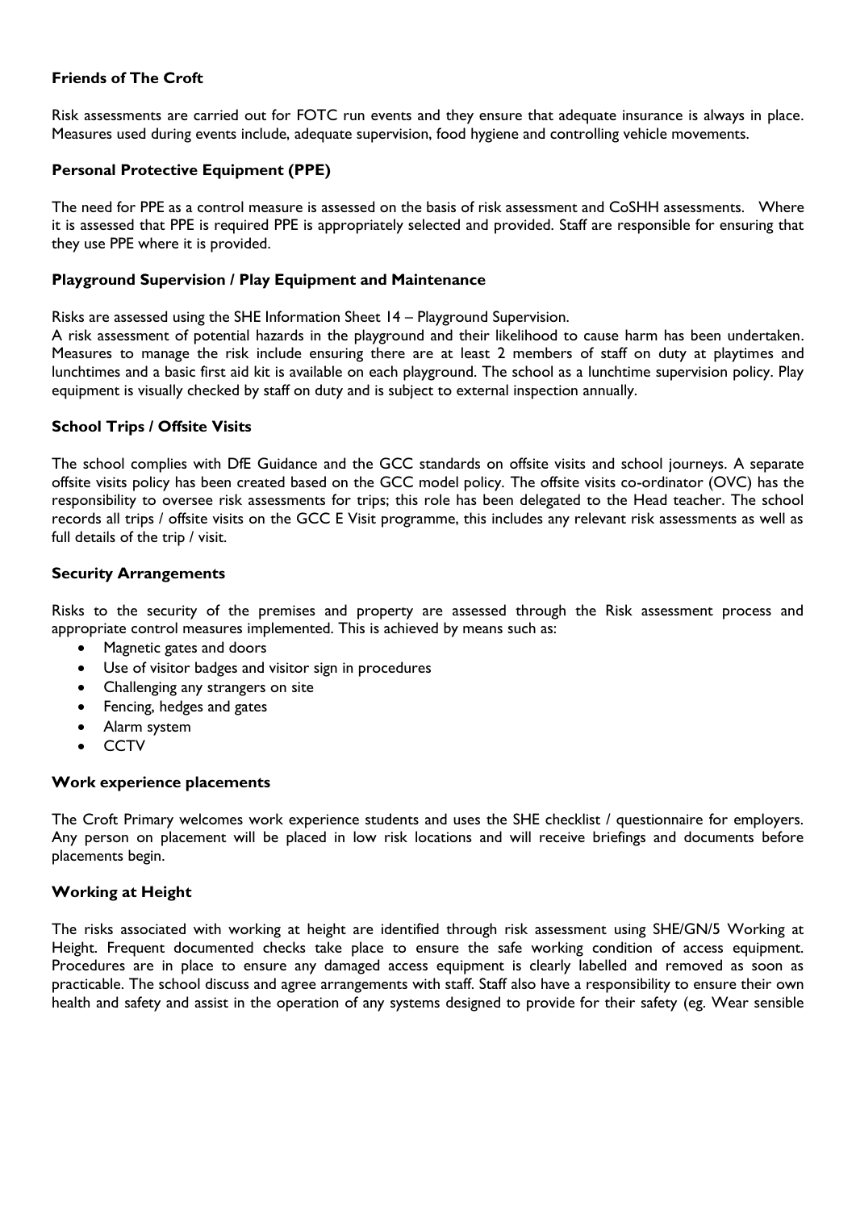**Friends of The Croft**

Risk assessments are carried out for FOTC run events and they ensure that adequate insurance is always in place. Measures used during events include, adequate supervision, food hygiene and controlling vehicle movements.

**Personal Protective Equipment (PPE)**

The need for PPE as a control measure is assessed on the basis of risk assessment and CoSHH assessments. Where it is assessed that PPE is required PPE is appropriately selected and provided. Staff are responsible for ensuring that they use PPE where it is provided.

**Playground Supervision / Play Equipment and Maintenance**

Risks are assessed using the SHE Information Sheet 14 – Playground Supervision.
A risk assessment of potential hazards in the playground and their likelihood to cause harm has been undertaken. Measures to manage the risk include ensuring there are at least 2 members of staff on duty at playtimes and lunchtimes and a basic first aid kit is available on each playground. The school as a lunchtime supervision policy. Play equipment is visually checked by staff on duty and is subject to external inspection annually.

**School Trips / Offsite Visits**

The school complies with DfE Guidance and the GCC standards on offsite visits and school journeys. A separate offsite visits policy has been created based on the GCC model policy. The offsite visits co-ordinator (OVC) has the responsibility to oversee risk assessments for trips; this role has been delegated to the Head teacher. The school records all trips / offsite visits on the GCC E Visit programme, this includes any relevant risk assessments as well as full details of the trip / visit.

**Security Arrangements**

Risks to the security of the premises and property are assessed through the Risk assessment process and appropriate control measures implemented. This is achieved by means such as:

- Magnetic gates and doors
- Use of visitor badges and visitor sign in procedures
- Challenging any strangers on site
- Fencing, hedges and gates
- Alarm system
- CCTV

**Work experience placements**

The Croft Primary welcomes work experience students and uses the SHE checklist / questionnaire for employers. Any person on placement will be placed in low risk locations and will receive briefings and documents before placements begin.

**Working at Height**

The risks associated with working at height are identified through risk assessment using SHE/GN/5 Working at Height. Frequent documented checks take place to ensure the safe working condition of access equipment. Procedures are in place to ensure any damaged access equipment is clearly labelled and removed as soon as practicable. The school discuss and agree arrangements with staff. Staff also have a responsibility to ensure their own health and safety and assist in the operation of any systems designed to provide for their safety (eg. Wear sensible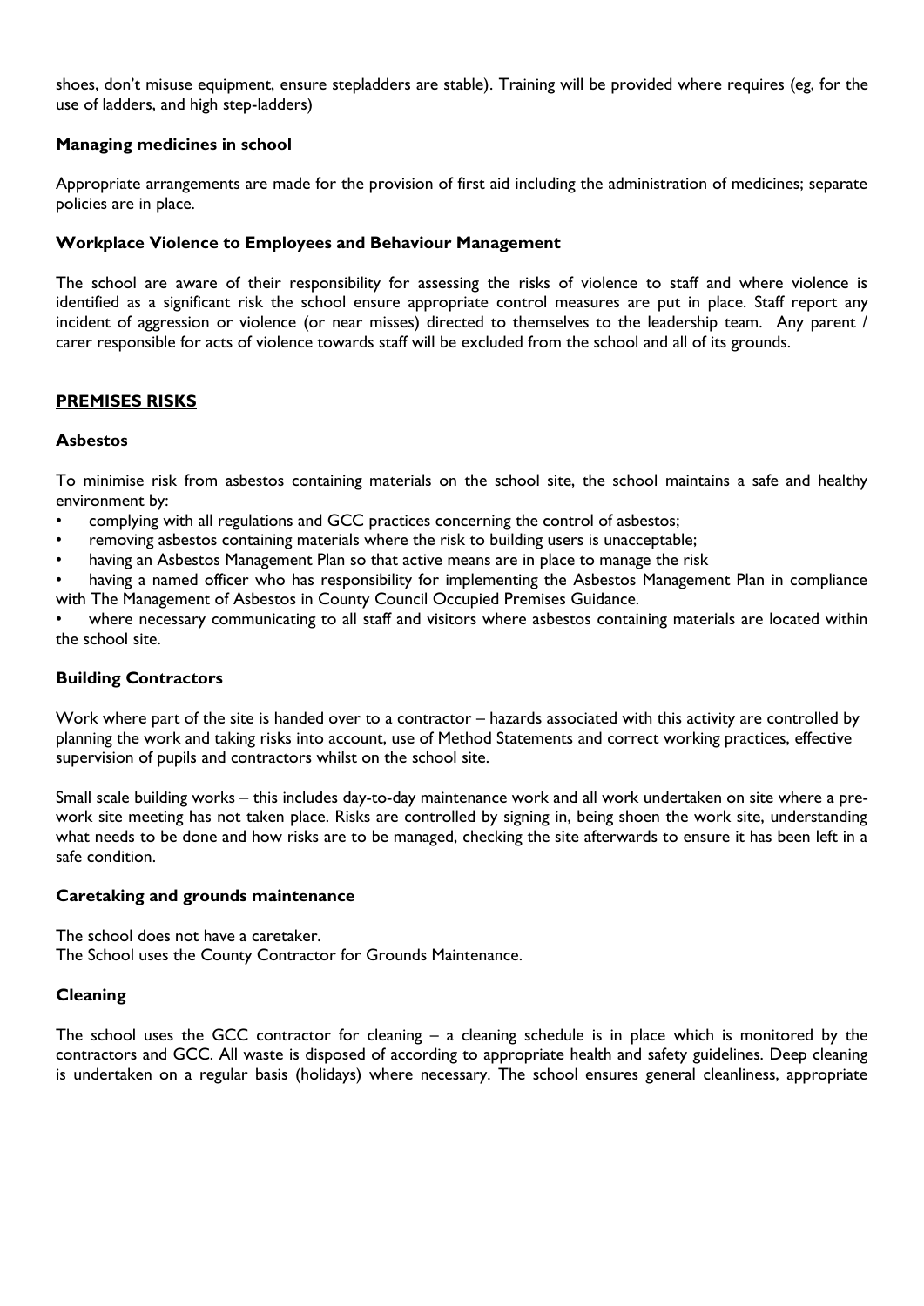shoes, don't misuse equipment, ensure stepladders are stable). Training will be provided where requires (eg, for the use of ladders, and high step-ladders)

**Managing medicines in school**

Appropriate arrangements are made for the provision of first aid including the administration of medicines; separate policies are in place.

**Workplace Violence to Employees and Behaviour Management**

The school are aware of their responsibility for assessing the risks of violence to staff and where violence is identified as a significant risk the school ensure appropriate control measures are put in place. Staff report any incident of aggression or violence (or near misses) directed to themselves to the leadership team. Any parent / carer responsible for acts of violence towards staff will be excluded from the school and all of its grounds.

## PREMISES RISKS

**Asbestos**

To minimise risk from asbestos containing materials on the school site, the school maintains a safe and healthy environment by:

- complying with all regulations and GCC practices concerning the control of asbestos;
- removing asbestos containing materials where the risk to building users is unacceptable;
- having an Asbestos Management Plan so that active means are in place to manage the risk
- having a named officer who has responsibility for implementing the Asbestos Management Plan in compliance with The Management of Asbestos in County Council Occupied Premises Guidance.
- where necessary communicating to all staff and visitors where asbestos containing materials are located within the school site.

**Building Contractors**

Work where part of the site is handed over to a contractor – hazards associated with this activity are controlled by planning the work and taking risks into account, use of Method Statements and correct working practices, effective supervision of pupils and contractors whilst on the school site.

Small scale building works – this includes day-to-day maintenance work and all work undertaken on site where a pre-work site meeting has not taken place. Risks are controlled by signing in, being shoen the work site, understanding what needs to be done and how risks are to be managed, checking the site afterwards to ensure it has been left in a safe condition.

**Caretaking and grounds maintenance**

The school does not have a caretaker.
The School uses the County Contractor for Grounds Maintenance.

**Cleaning**

The school uses the GCC contractor for cleaning – a cleaning schedule is in place which is monitored by the contractors and GCC. All waste is disposed of according to appropriate health and safety guidelines. Deep cleaning is undertaken on a regular basis (holidays) where necessary. The school ensures general cleanliness, appropriate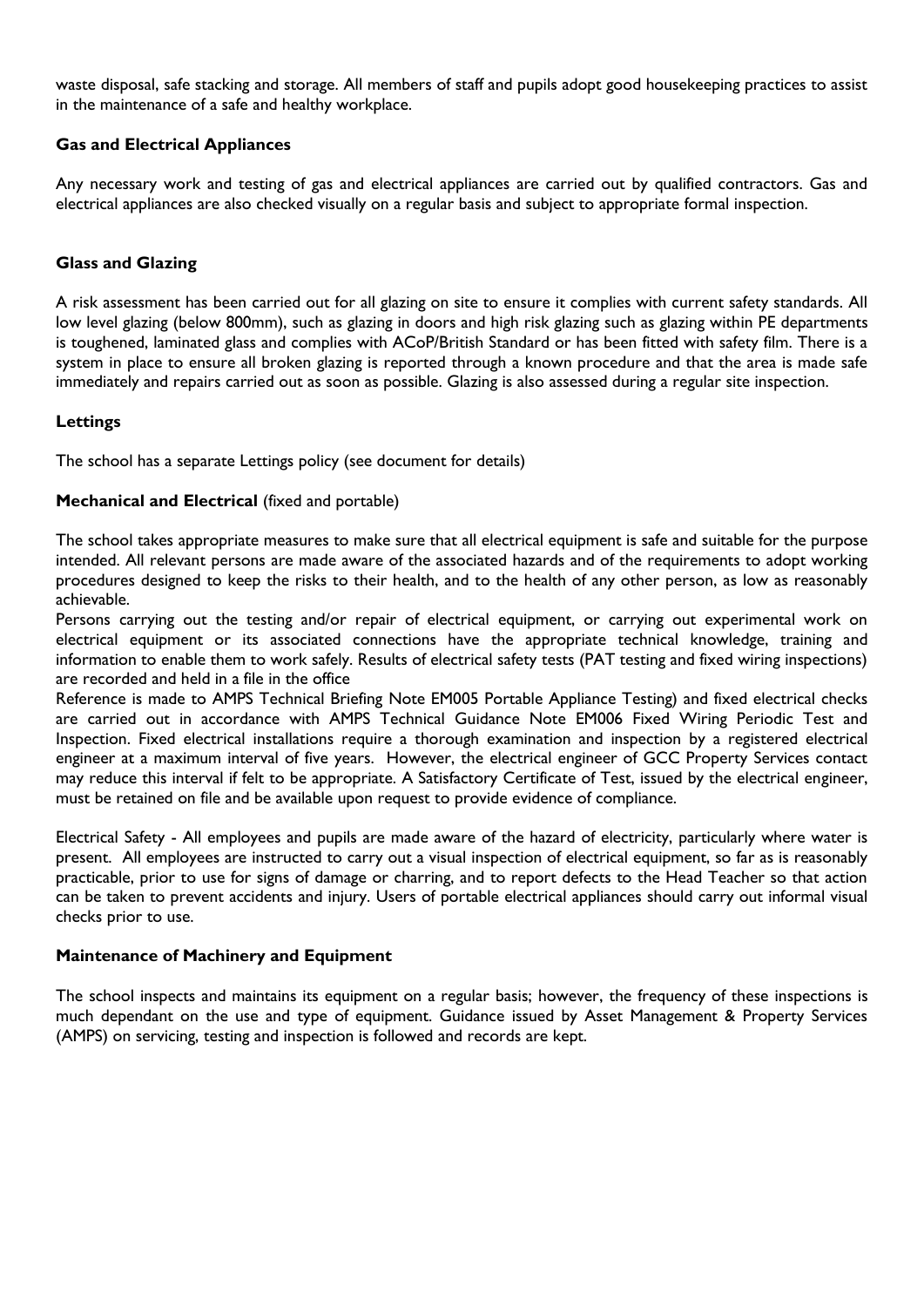waste disposal, safe stacking and storage. All members of staff and pupils adopt good housekeeping practices to assist in the maintenance of a safe and healthy workplace.

**Gas and Electrical Appliances**

Any necessary work and testing of gas and electrical appliances are carried out by qualified contractors. Gas and electrical appliances are also checked visually on a regular basis and subject to appropriate formal inspection.

**Glass and Glazing**

A risk assessment has been carried out for all glazing on site to ensure it complies with current safety standards. All low level glazing (below 800mm), such as glazing in doors and high risk glazing such as glazing within PE departments is toughened, laminated glass and complies with ACoP/British Standard or has been fitted with safety film. There is a system in place to ensure all broken glazing is reported through a known procedure and that the area is made safe immediately and repairs carried out as soon as possible. Glazing is also assessed during a regular site inspection.

**Lettings**

The school has a separate Lettings policy (see document for details)

**Mechanical and Electrical** (fixed and portable)

The school takes appropriate measures to make sure that all electrical equipment is safe and suitable for the purpose intended. All relevant persons are made aware of the associated hazards and of the requirements to adopt working procedures designed to keep the risks to their health, and to the health of any other person, as low as reasonably achievable.

Persons carrying out the testing and/or repair of electrical equipment, or carrying out experimental work on electrical equipment or its associated connections have the appropriate technical knowledge, training and information to enable them to work safely. Results of electrical safety tests (PAT testing and fixed wiring inspections) are recorded and held in a file in the office

Reference is made to AMPS Technical Briefing Note EM005 Portable Appliance Testing) and fixed electrical checks are carried out in accordance with AMPS Technical Guidance Note EM006 Fixed Wiring Periodic Test and Inspection. Fixed electrical installations require a thorough examination and inspection by a registered electrical engineer at a maximum interval of five years. However, the electrical engineer of GCC Property Services contact may reduce this interval if felt to be appropriate. A Satisfactory Certificate of Test, issued by the electrical engineer, must be retained on file and be available upon request to provide evidence of compliance.

Electrical Safety - All employees and pupils are made aware of the hazard of electricity, particularly where water is present. All employees are instructed to carry out a visual inspection of electrical equipment, so far as is reasonably practicable, prior to use for signs of damage or charring, and to report defects to the Head Teacher so that action can be taken to prevent accidents and injury. Users of portable electrical appliances should carry out informal visual checks prior to use.

**Maintenance of Machinery and Equipment**

The school inspects and maintains its equipment on a regular basis; however, the frequency of these inspections is much dependant on the use and type of equipment. Guidance issued by Asset Management & Property Services (AMPS) on servicing, testing and inspection is followed and records are kept.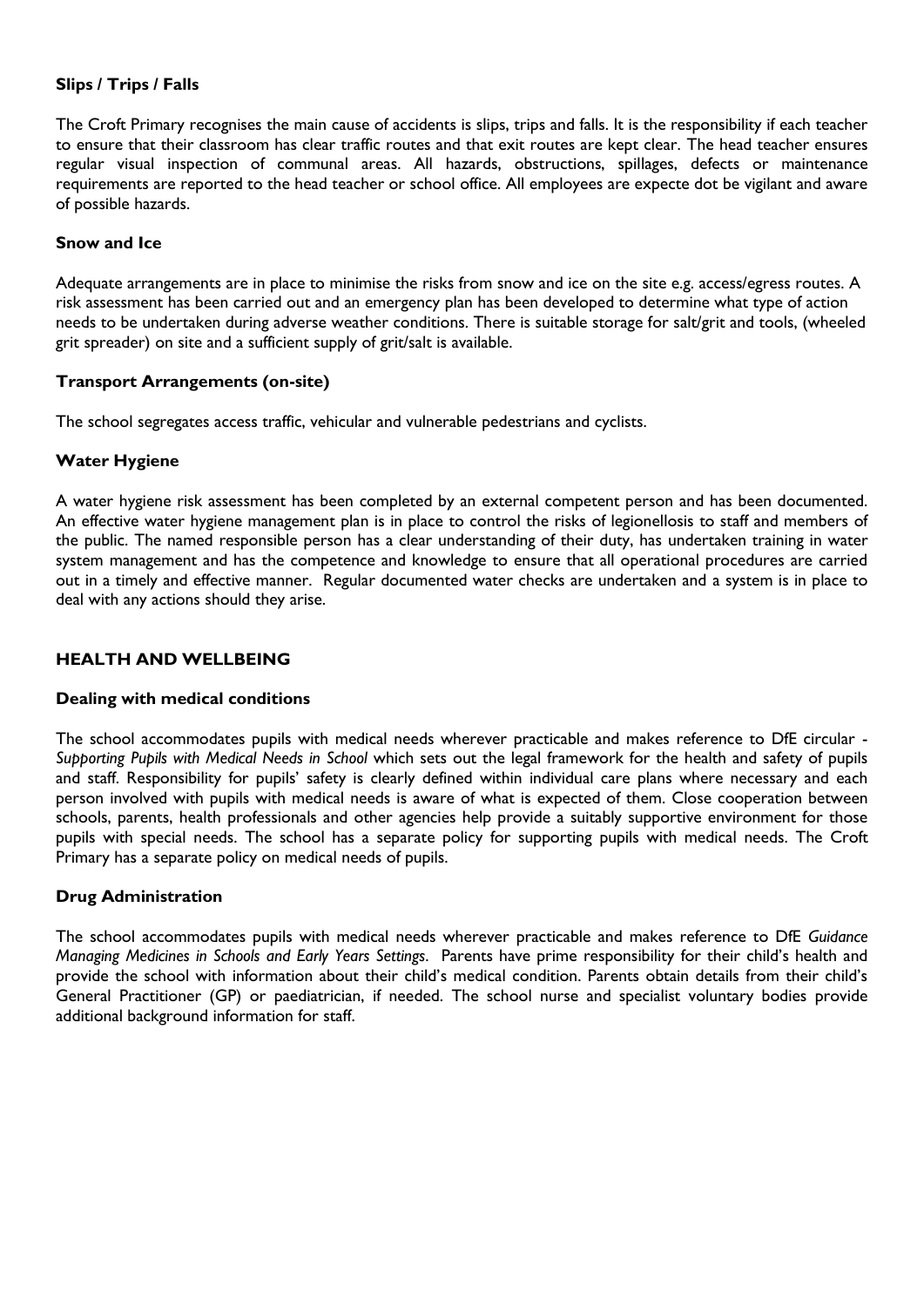**Slips / Trips / Falls**

The Croft Primary recognises the main cause of accidents is slips, trips and falls. It is the responsibility if each teacher to ensure that their classroom has clear traffic routes and that exit routes are kept clear. The head teacher ensures regular visual inspection of communal areas. All hazards, obstructions, spillages, defects or maintenance requirements are reported to the head teacher or school office. All employees are expecte dot be vigilant and aware of possible hazards.

**Snow and Ice**

Adequate arrangements are in place to minimise the risks from snow and ice on the site e.g. access/egress routes. A risk assessment has been carried out and an emergency plan has been developed to determine what type of action needs to be undertaken during adverse weather conditions. There is suitable storage for salt/grit and tools, (wheeled grit spreader) on site and a sufficient supply of grit/salt is available.

**Transport Arrangements (on-site)**

The school segregates access traffic, vehicular and vulnerable pedestrians and cyclists.

**Water Hygiene**

A water hygiene risk assessment has been completed by an external competent person and has been documented. An effective water hygiene management plan is in place to control the risks of legionellosis to staff and members of the public. The named responsible person has a clear understanding of their duty, has undertaken training in water system management and has the competence and knowledge to ensure that all operational procedures are carried out in a timely and effective manner. Regular documented water checks are undertaken and a system is in place to deal with any actions should they arise.

## HEALTH AND WELLBEING

**Dealing with medical conditions**

The school accommodates pupils with medical needs wherever practicable and makes reference to DfE circular - *Supporting Pupils with Medical Needs in School* which sets out the legal framework for the health and safety of pupils and staff. Responsibility for pupils' safety is clearly defined within individual care plans where necessary and each person involved with pupils with medical needs is aware of what is expected of them. Close cooperation between schools, parents, health professionals and other agencies help provide a suitably supportive environment for those pupils with special needs. The school has a separate policy for supporting pupils with medical needs. The Croft Primary has a separate policy on medical needs of pupils.

**Drug Administration**

The school accommodates pupils with medical needs wherever practicable and makes reference to DfE *Guidance Managing Medicines in Schools and Early Years Settings*. Parents have prime responsibility for their child's health and provide the school with information about their child's medical condition. Parents obtain details from their child's General Practitioner (GP) or paediatrician, if needed. The school nurse and specialist voluntary bodies provide additional background information for staff.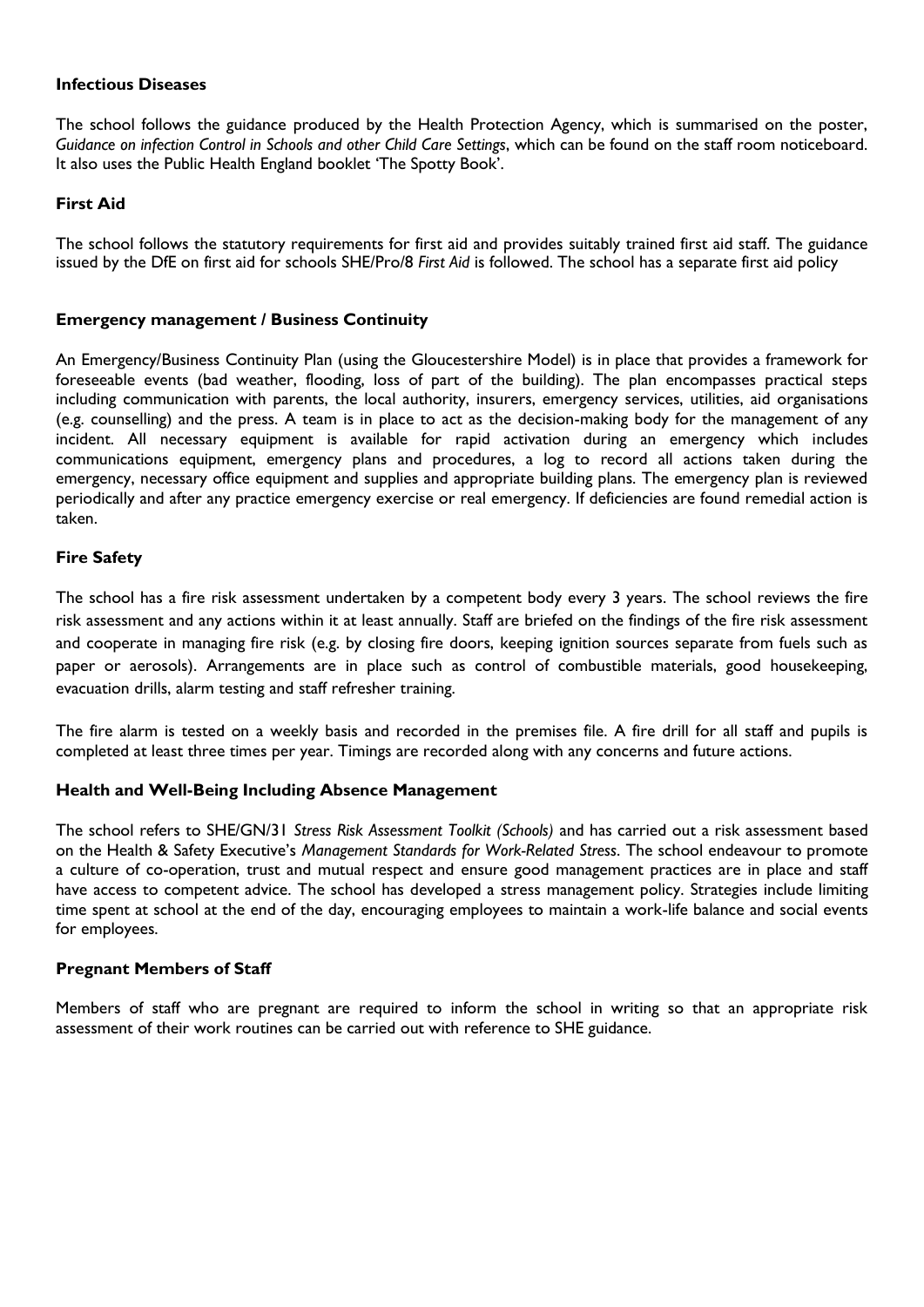### Infectious Diseases

The school follows the guidance produced by the Health Protection Agency, which is summarised on the poster, *Guidance on infection Control in Schools and other Child Care Settings*, which can be found on the staff room noticeboard. It also uses the Public Health England booklet 'The Spotty Book'.

### First Aid

The school follows the statutory requirements for first aid and provides suitably trained first aid staff. The guidance issued by the DfE on first aid for schools SHE/Pro/8 *First Aid* is followed. The school has a separate first aid policy

### Emergency management / Business Continuity

An Emergency/Business Continuity Plan (using the Gloucestershire Model) is in place that provides a framework for foreseeable events (bad weather, flooding, loss of part of the building). The plan encompasses practical steps including communication with parents, the local authority, insurers, emergency services, utilities, aid organisations (e.g. counselling) and the press. A team is in place to act as the decision-making body for the management of any incident. All necessary equipment is available for rapid activation during an emergency which includes communications equipment, emergency plans and procedures, a log to record all actions taken during the emergency, necessary office equipment and supplies and appropriate building plans. The emergency plan is reviewed periodically and after any practice emergency exercise or real emergency. If deficiencies are found remedial action is taken.

### Fire Safety

The school has a fire risk assessment undertaken by a competent body every 3 years. The school reviews the fire risk assessment and any actions within it at least annually. Staff are briefed on the findings of the fire risk assessment and cooperate in managing fire risk (e.g. by closing fire doors, keeping ignition sources separate from fuels such as paper or aerosols). Arrangements are in place such as control of combustible materials, good housekeeping, evacuation drills, alarm testing and staff refresher training.

The fire alarm is tested on a weekly basis and recorded in the premises file. A fire drill for all staff and pupils is completed at least three times per year. Timings are recorded along with any concerns and future actions.

### Health and Well-Being Including Absence Management

The school refers to SHE/GN/31 *Stress Risk Assessment Toolkit (Schools)* and has carried out a risk assessment based on the Health & Safety Executive's *Management Standards for Work-Related Stress*. The school endeavour to promote a culture of co-operation, trust and mutual respect and ensure good management practices are in place and staff have access to competent advice. The school has developed a stress management policy. Strategies include limiting time spent at school at the end of the day, encouraging employees to maintain a work-life balance and social events for employees.

### Pregnant Members of Staff

Members of staff who are pregnant are required to inform the school in writing so that an appropriate risk assessment of their work routines can be carried out with reference to SHE guidance.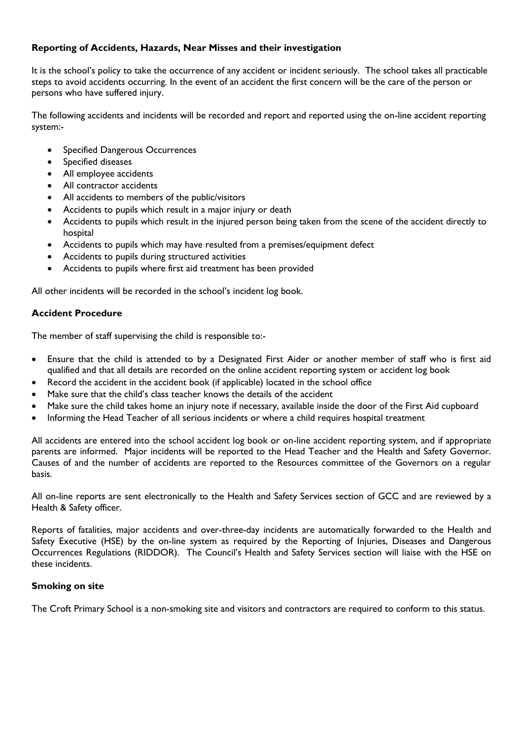### Reporting of Accidents, Hazards, Near Misses and their investigation

It is the school's policy to take the occurrence of any accident or incident seriously. The school takes all practicable steps to avoid accidents occurring. In the event of an accident the first concern will be the care of the person or persons who have suffered injury.

The following accidents and incidents will be recorded and report and reported using the on-line accident reporting system:-

- Specified Dangerous Occurrences
- Specified diseases
- All employee accidents
- All contractor accidents
- All accidents to members of the public/visitors
- Accidents to pupils which result in a major injury or death
- Accidents to pupils which result in the injured person being taken from the scene of the accident directly to hospital
- Accidents to pupils which may have resulted from a premises/equipment defect
- Accidents to pupils during structured activities
- Accidents to pupils where first aid treatment has been provided

All other incidents will be recorded in the school's incident log book.

### Accident Procedure

The member of staff supervising the child is responsible to:-

- Ensure that the child is attended to by a Designated First Aider or another member of staff who is first aid qualified and that all details are recorded on the online accident reporting system or accident log book
- Record the accident in the accident book (if applicable) located in the school office
- Make sure that the child's class teacher knows the details of the accident
- Make sure the child takes home an injury note if necessary, available inside the door of the First Aid cupboard
- Informing the Head Teacher of all serious incidents or where a child requires hospital treatment

All accidents are entered into the school accident log book or on-line accident reporting system, and if appropriate parents are informed. Major incidents will be reported to the Head Teacher and the Health and Safety Governor. Causes of and the number of accidents are reported to the Resources committee of the Governors on a regular basis.

All on-line reports are sent electronically to the Health and Safety Services section of GCC and are reviewed by a Health & Safety officer.

Reports of fatalities, major accidents and over-three-day incidents are automatically forwarded to the Health and Safety Executive (HSE) by the on-line system as required by the Reporting of Injuries, Diseases and Dangerous Occurrences Regulations (RIDDOR). The Council's Health and Safety Services section will liaise with the HSE on these incidents.

### Smoking on site

The Croft Primary School is a non-smoking site and visitors and contractors are required to conform to this status.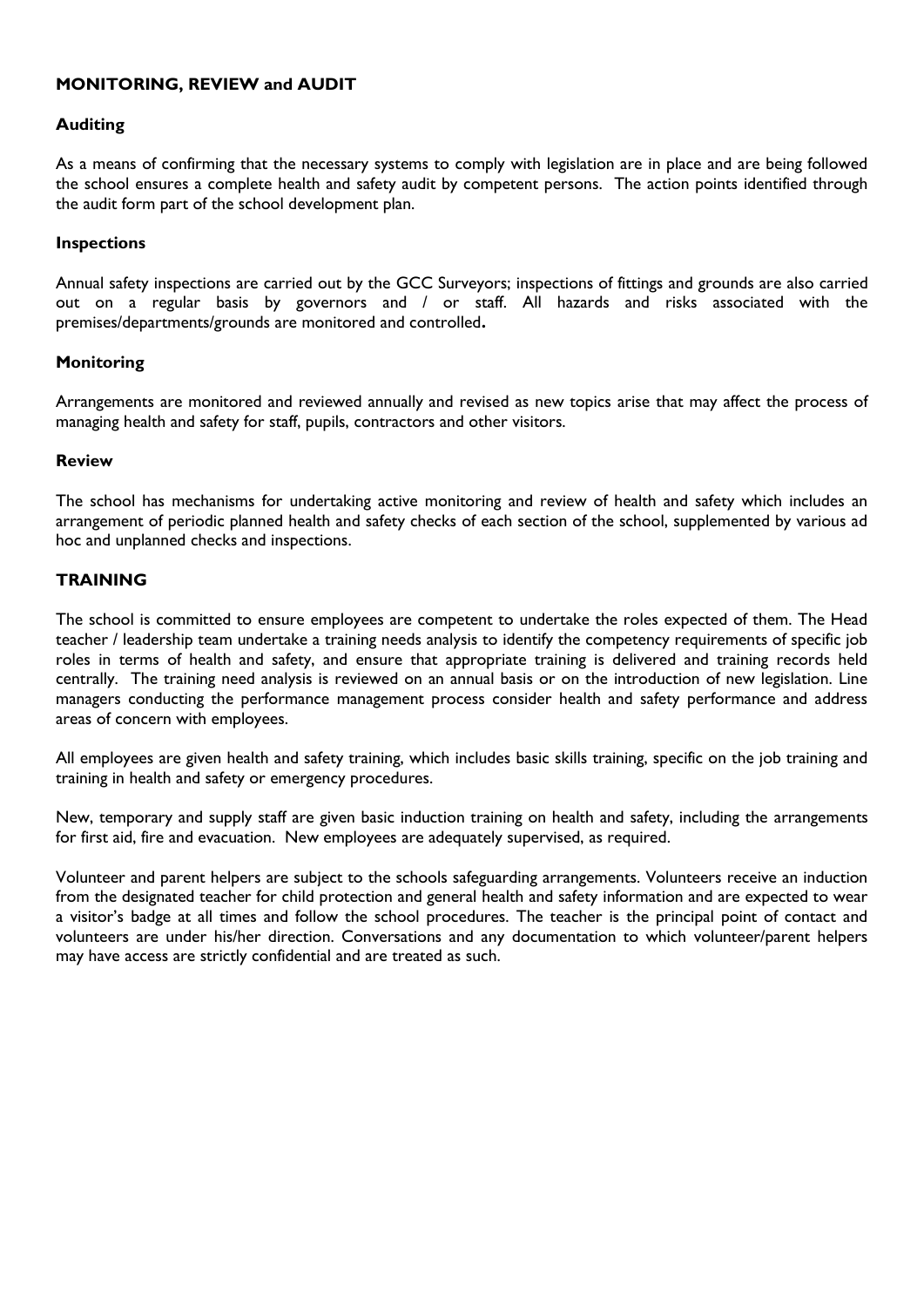## MONITORING, REVIEW and AUDIT

### Auditing

As a means of confirming that the necessary systems to comply with legislation are in place and are being followed the school ensures a complete health and safety audit by competent persons. The action points identified through the audit form part of the school development plan.

### Inspections

Annual safety inspections are carried out by the GCC Surveyors; inspections of fittings and grounds are also carried out on a regular basis by governors and / or staff. All hazards and risks associated with the premises/departments/grounds are monitored and controlled**.**

### Monitoring

Arrangements are monitored and reviewed annually and revised as new topics arise that may affect the process of managing health and safety for staff, pupils, contractors and other visitors.

### Review

The school has mechanisms for undertaking active monitoring and review of health and safety which includes an arrangement of periodic planned health and safety checks of each section of the school, supplemented by various ad hoc and unplanned checks and inspections.

## TRAINING

The school is committed to ensure employees are competent to undertake the roles expected of them. The Head teacher / leadership team undertake a training needs analysis to identify the competency requirements of specific job roles in terms of health and safety, and ensure that appropriate training is delivered and training records held centrally. The training need analysis is reviewed on an annual basis or on the introduction of new legislation. Line managers conducting the performance management process consider health and safety performance and address areas of concern with employees.

All employees are given health and safety training, which includes basic skills training, specific on the job training and training in health and safety or emergency procedures.

New, temporary and supply staff are given basic induction training on health and safety, including the arrangements for first aid, fire and evacuation. New employees are adequately supervised, as required.

Volunteer and parent helpers are subject to the schools safeguarding arrangements. Volunteers receive an induction from the designated teacher for child protection and general health and safety information and are expected to wear a visitor's badge at all times and follow the school procedures. The teacher is the principal point of contact and volunteers are under his/her direction. Conversations and any documentation to which volunteer/parent helpers may have access are strictly confidential and are treated as such.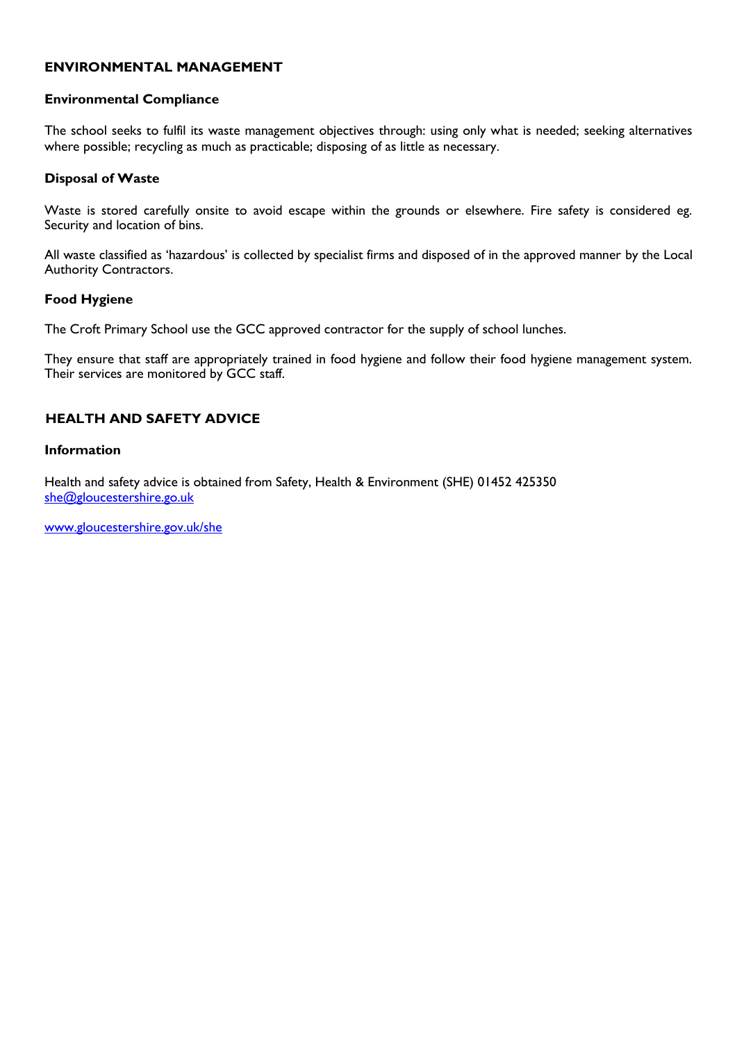## ENVIRONMENTAL MANAGEMENT

### Environmental Compliance

The school seeks to fulfil its waste management objectives through: using only what is needed; seeking alternatives where possible; recycling as much as practicable; disposing of as little as necessary.

### Disposal of Waste

Waste is stored carefully onsite to avoid escape within the grounds or elsewhere. Fire safety is considered eg. Security and location of bins.

All waste classified as 'hazardous' is collected by specialist firms and disposed of in the approved manner by the Local Authority Contractors.

### Food Hygiene

The Croft Primary School use the GCC approved contractor for the supply of school lunches.

They ensure that staff are appropriately trained in food hygiene and follow their food hygiene management system. Their services are monitored by GCC staff.

## HEALTH AND SAFETY ADVICE

### Information

Health and safety advice is obtained from Safety, Health & Environment (SHE) 01452 425350
she@gloucestershire.go.uk

www.gloucestershire.gov.uk/she